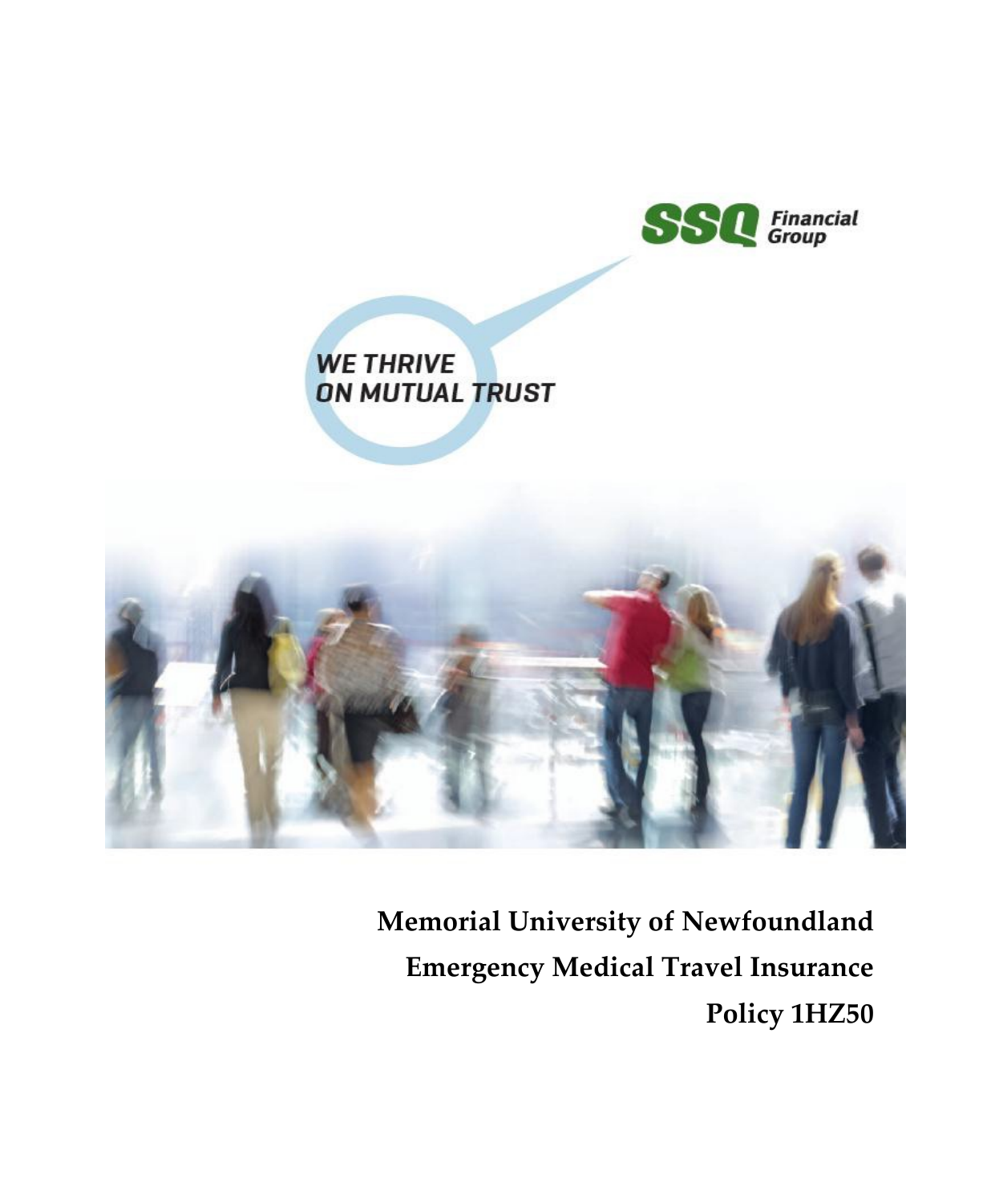SSQ Financial Group

WE THRIVE ON MUTUAL TRUST

**Memorial University of Newfoundland**

**Emergency Medical Travel Insurance**

**Policy 1HZ50**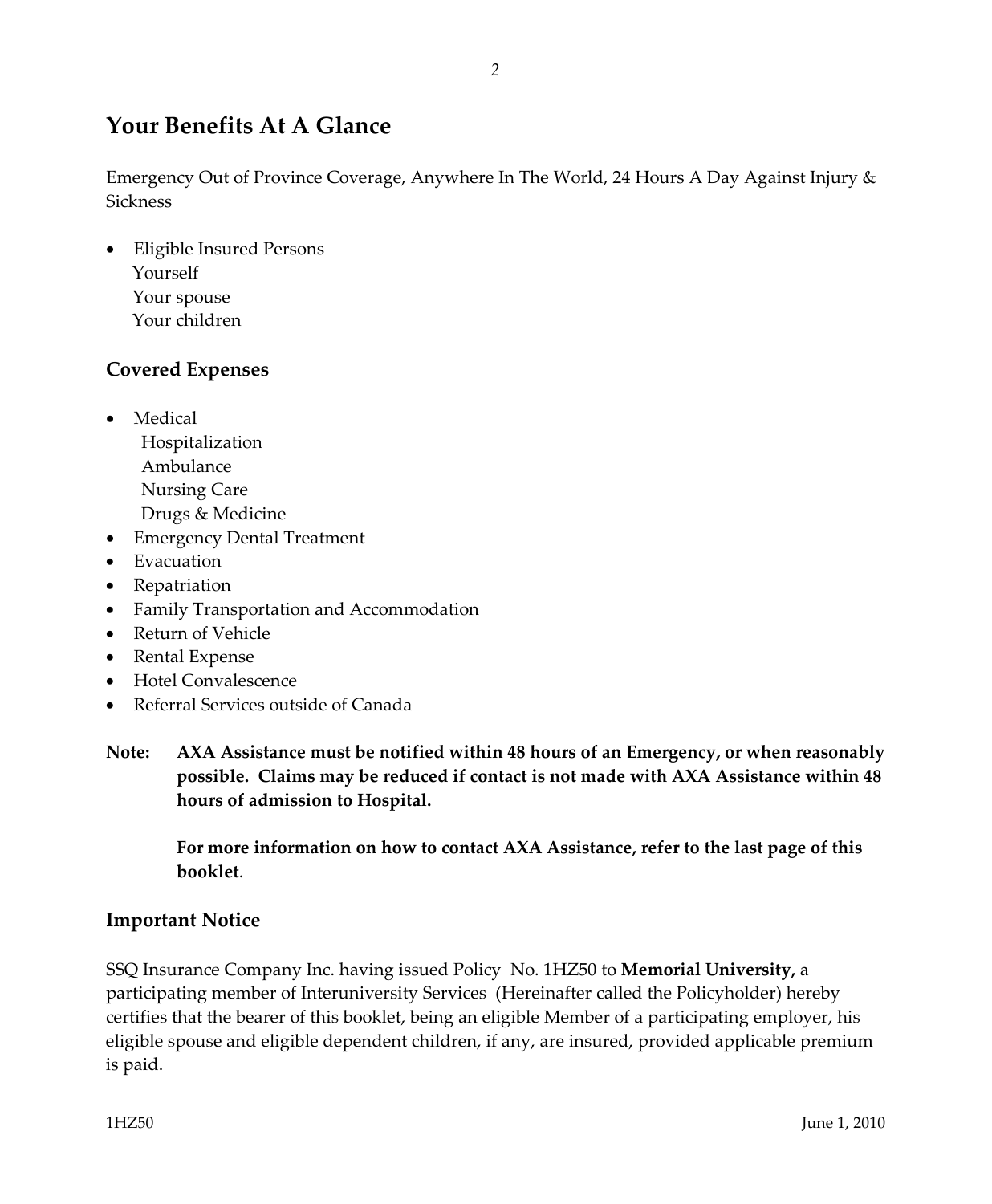## Your Benefits At A Glance

Emergency Out of Province Coverage, Anywhere In The World, 24 Hours A Day Against Injury & Sickness

- Eligible Insured Persons
  - Yourself
  - Your spouse
  - Your children

### Covered Expenses

- Medical
  - Hospitalization
  - Ambulance
  - Nursing Care
  - Drugs & Medicine
- Emergency Dental Treatment
- Evacuation
- Repatriation
- Family Transportation and Accommodation
- Return of Vehicle
- Rental Expense
- Hotel Convalescence
- Referral Services outside of Canada

**Note: AXA Assistance must be notified within 48 hours of an Emergency, or when reasonably possible. Claims may be reduced if contact is not made with AXA Assistance within 48 hours of admission to Hospital.**

**For more information on how to contact AXA Assistance, refer to the last page of this booklet**.

### Important Notice

SSQ Insurance Company Inc. having issued Policy No. 1HZ50 to **Memorial University,** a participating member of Interuniversity Services (Hereinafter called the Policyholder) hereby certifies that the bearer of this booklet, being an eligible Member of a participating employer, his eligible spouse and eligible dependent children, if any, are insured, provided applicable premium is paid.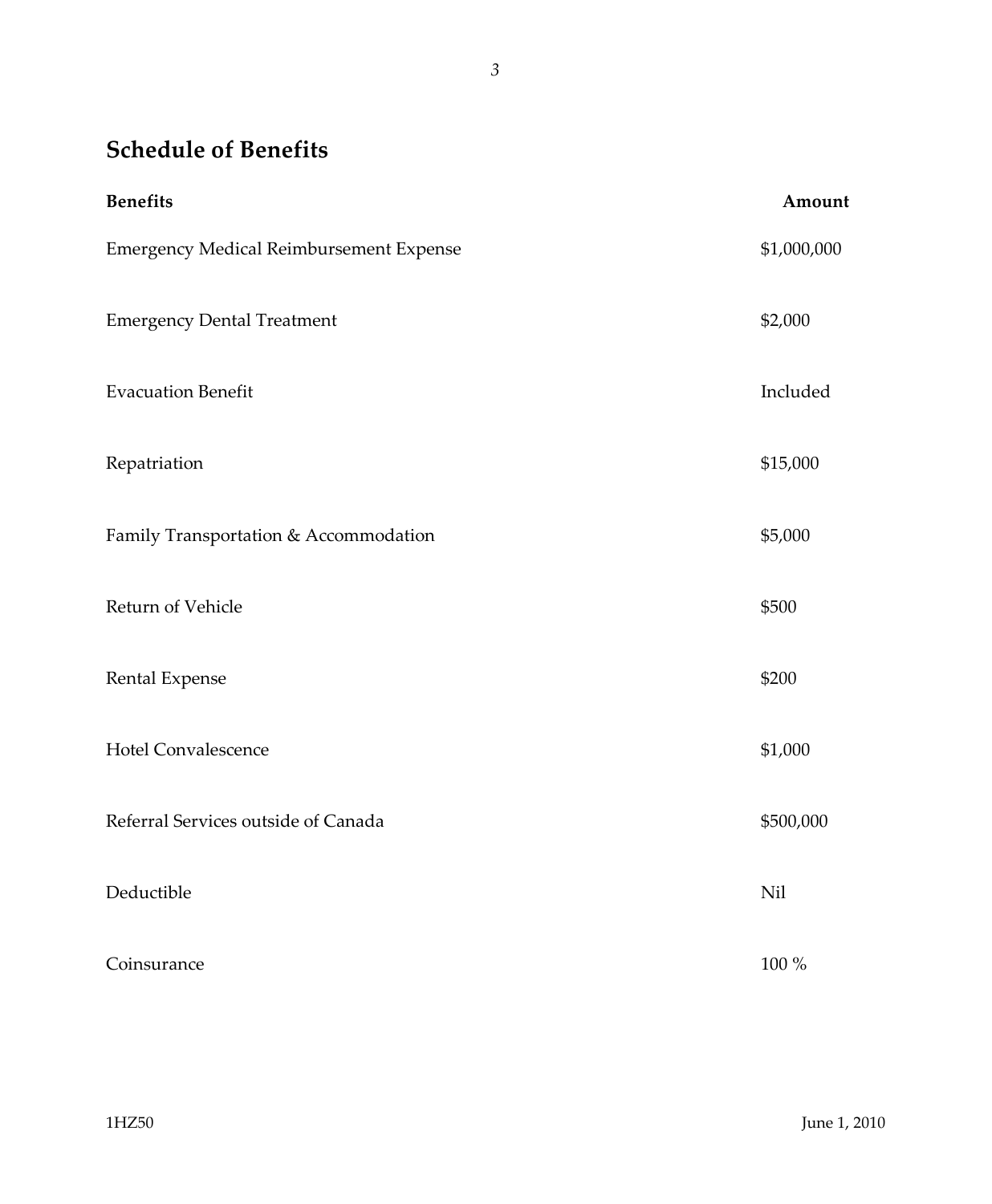## Schedule of Benefits

| Benefits | Amount |
| --- | --- |
| Emergency Medical Reimbursement Expense | $1,000,000 |
| Emergency Dental Treatment | $2,000 |
| Evacuation Benefit | Included |
| Repatriation | $15,000 |
| Family Transportation & Accommodation | $5,000 |
| Return of Vehicle | $500 |
| Rental Expense | $200 |
| Hotel Convalescence | $1,000 |
| Referral Services outside of Canada | $500,000 |
| Deductible | Nil |
| Coinsurance | 100 % |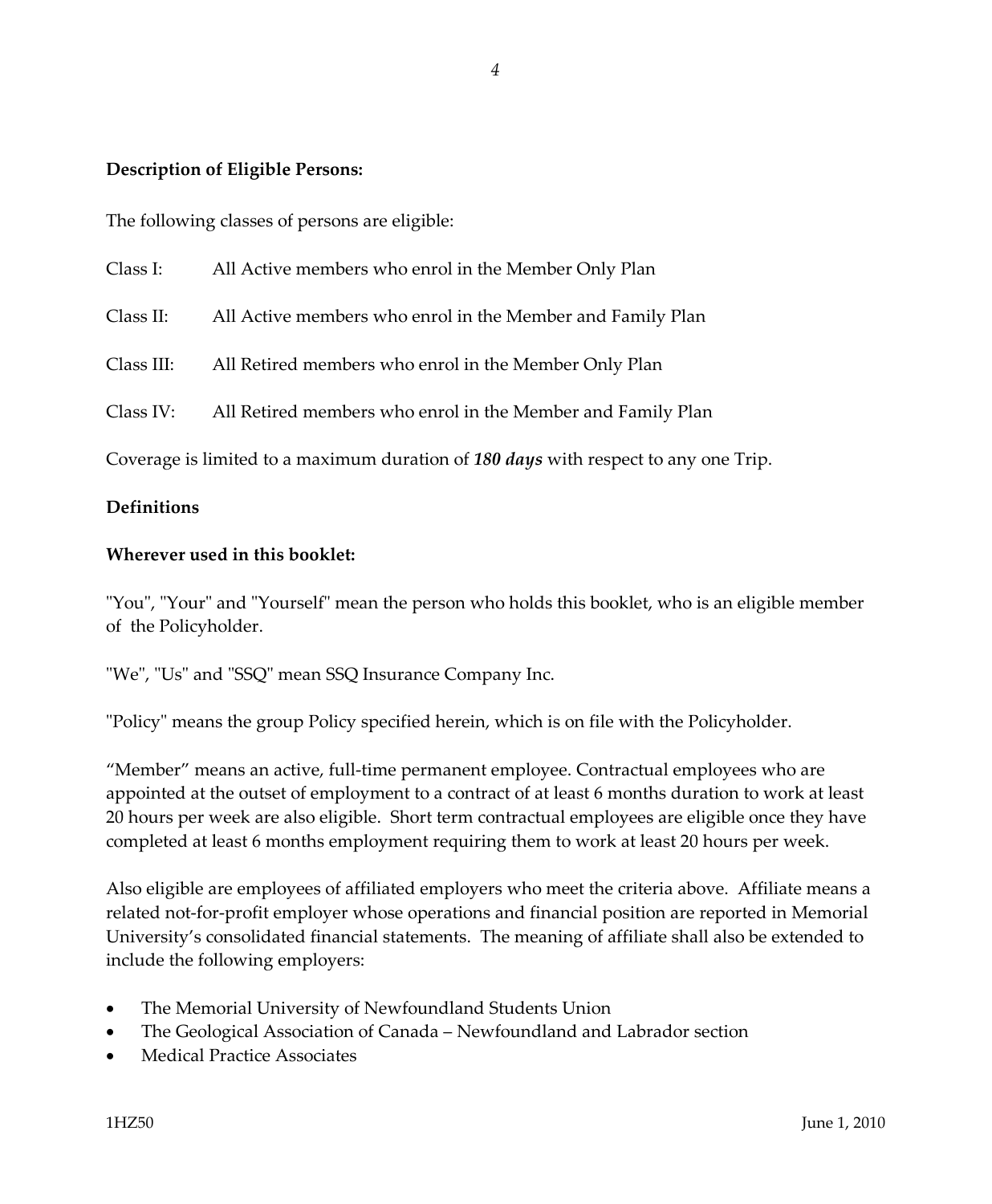**Description of Eligible Persons:**

The following classes of persons are eligible:

Class I: All Active members who enrol in the Member Only Plan

Class II: All Active members who enrol in the Member and Family Plan

Class III: All Retired members who enrol in the Member Only Plan

Class IV: All Retired members who enrol in the Member and Family Plan

Coverage is limited to a maximum duration of ***180 days*** with respect to any one Trip.

**Definitions**

**Wherever used in this booklet:**

"You", "Your" and "Yourself" mean the person who holds this booklet, who is an eligible member of the Policyholder.

"We", "Us" and "SSQ" mean SSQ Insurance Company Inc.

"Policy" means the group Policy specified herein, which is on file with the Policyholder.

"Member" means an active, full-time permanent employee. Contractual employees who are appointed at the outset of employment to a contract of at least 6 months duration to work at least 20 hours per week are also eligible. Short term contractual employees are eligible once they have completed at least 6 months employment requiring them to work at least 20 hours per week.

Also eligible are employees of affiliated employers who meet the criteria above. Affiliate means a related not-for-profit employer whose operations and financial position are reported in Memorial University's consolidated financial statements. The meaning of affiliate shall also be extended to include the following employers:

- The Memorial University of Newfoundland Students Union
- The Geological Association of Canada – Newfoundland and Labrador section
- Medical Practice Associates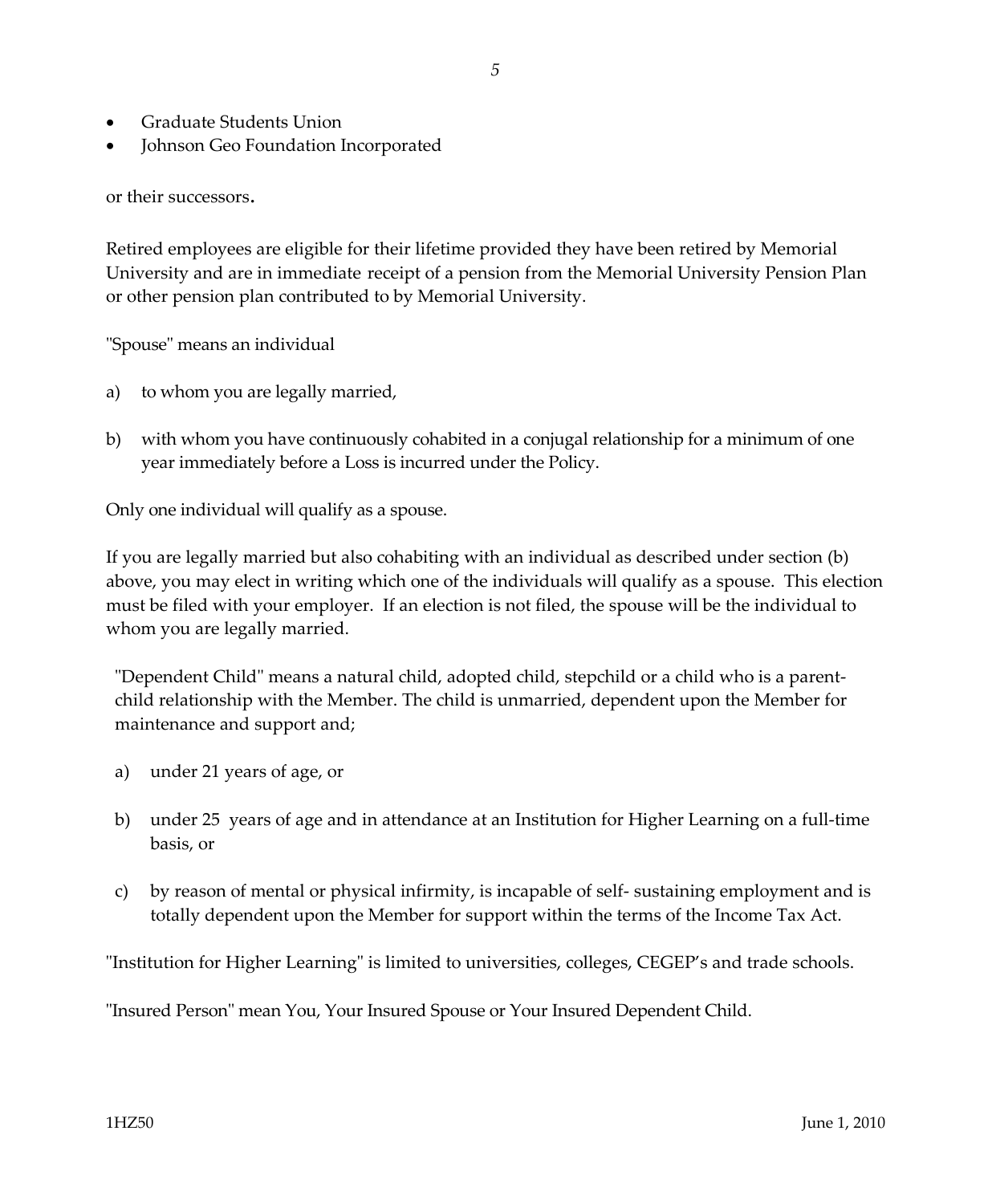- Graduate Students Union
- Johnson Geo Foundation Incorporated

or their successors.

Retired employees are eligible for their lifetime provided they have been retired by Memorial University and are in immediate receipt of a pension from the Memorial University Pension Plan or other pension plan contributed to by Memorial University.

"Spouse" means an individual

a) to whom you are legally married,

b) with whom you have continuously cohabited in a conjugal relationship for a minimum of one year immediately before a Loss is incurred under the Policy.

Only one individual will qualify as a spouse.

If you are legally married but also cohabiting with an individual as described under section (b) above, you may elect in writing which one of the individuals will qualify as a spouse. This election must be filed with your employer. If an election is not filed, the spouse will be the individual to whom you are legally married.

"Dependent Child" means a natural child, adopted child, stepchild or a child who is a parent-child relationship with the Member. The child is unmarried, dependent upon the Member for maintenance and support and;

a) under 21 years of age, or

b) under 25 years of age and in attendance at an Institution for Higher Learning on a full-time basis, or

c) by reason of mental or physical infirmity, is incapable of self- sustaining employment and is totally dependent upon the Member for support within the terms of the Income Tax Act.

"Institution for Higher Learning" is limited to universities, colleges, CEGEP's and trade schools.

"Insured Person" mean You, Your Insured Spouse or Your Insured Dependent Child.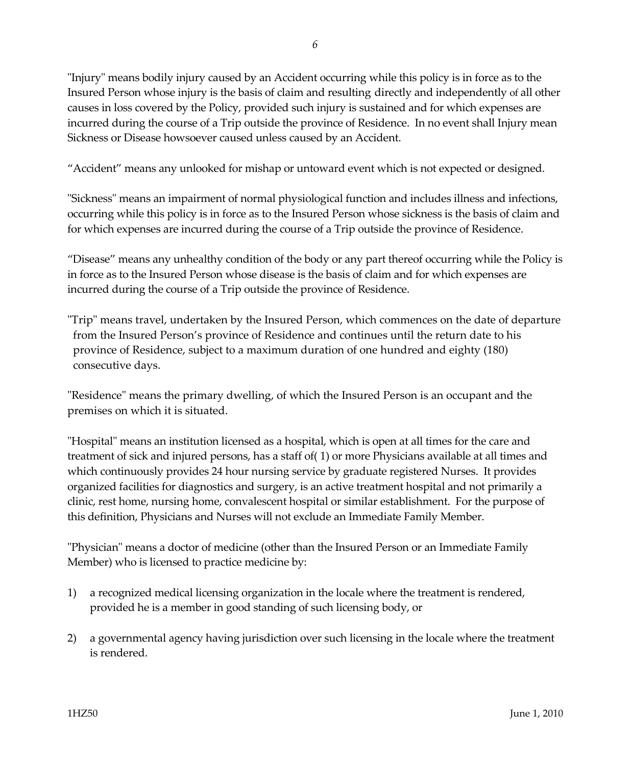"Injury" means bodily injury caused by an Accident occurring while this policy is in force as to the Insured Person whose injury is the basis of claim and resulting directly and independently of all other causes in loss covered by the Policy, provided such injury is sustained and for which expenses are incurred during the course of a Trip outside the province of Residence. In no event shall Injury mean Sickness or Disease howsoever caused unless caused by an Accident.

"Accident" means any unlooked for mishap or untoward event which is not expected or designed.

"Sickness" means an impairment of normal physiological function and includes illness and infections, occurring while this policy is in force as to the Insured Person whose sickness is the basis of claim and for which expenses are incurred during the course of a Trip outside the province of Residence.

"Disease" means any unhealthy condition of the body or any part thereof occurring while the Policy is in force as to the Insured Person whose disease is the basis of claim and for which expenses are incurred during the course of a Trip outside the province of Residence.

"Trip" means travel, undertaken by the Insured Person, which commences on the date of departure from the Insured Person's province of Residence and continues until the return date to his province of Residence, subject to a maximum duration of one hundred and eighty (180) consecutive days.

"Residence" means the primary dwelling, of which the Insured Person is an occupant and the premises on which it is situated.

"Hospital" means an institution licensed as a hospital, which is open at all times for the care and treatment of sick and injured persons, has a staff of( 1) or more Physicians available at all times and which continuously provides 24 hour nursing service by graduate registered Nurses. It provides organized facilities for diagnostics and surgery, is an active treatment hospital and not primarily a clinic, rest home, nursing home, convalescent hospital or similar establishment. For the purpose of this definition, Physicians and Nurses will not exclude an Immediate Family Member.

"Physician" means a doctor of medicine (other than the Insured Person or an Immediate Family Member) who is licensed to practice medicine by:

1) a recognized medical licensing organization in the locale where the treatment is rendered, provided he is a member in good standing of such licensing body, or

2) a governmental agency having jurisdiction over such licensing in the locale where the treatment is rendered.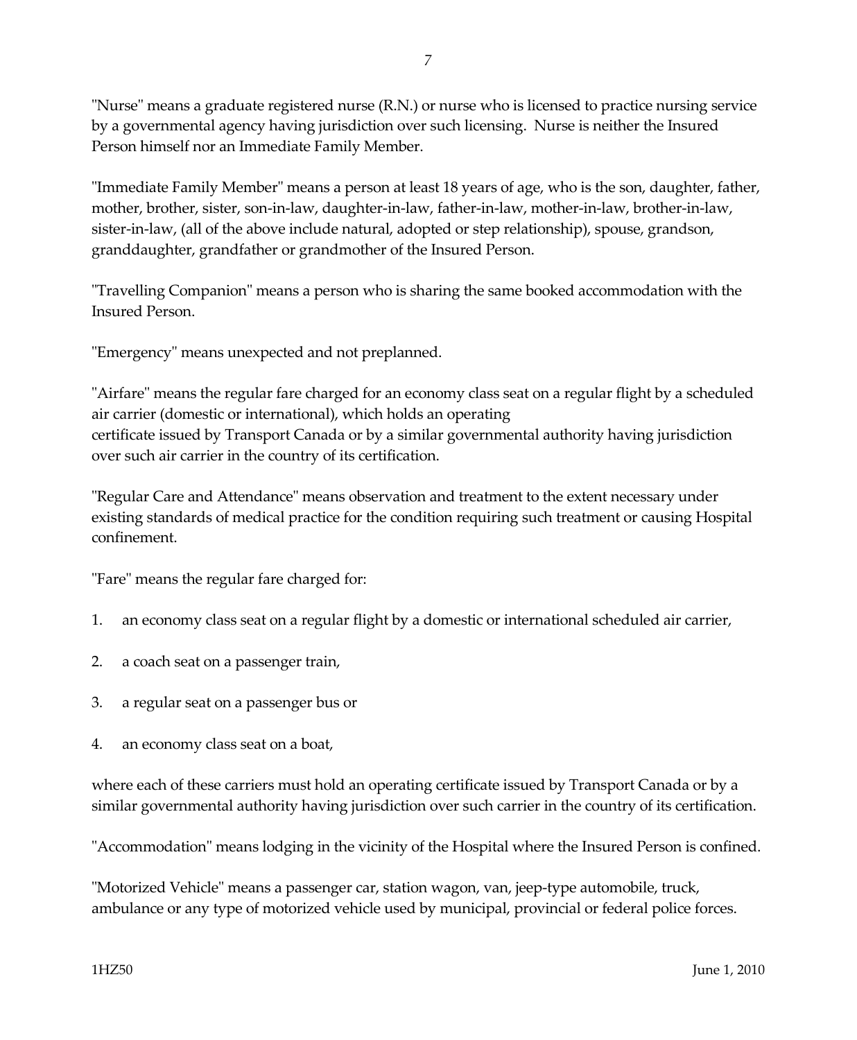"Nurse" means a graduate registered nurse (R.N.) or nurse who is licensed to practice nursing service by a governmental agency having jurisdiction over such licensing. Nurse is neither the Insured Person himself nor an Immediate Family Member.

"Immediate Family Member" means a person at least 18 years of age, who is the son, daughter, father, mother, brother, sister, son-in-law, daughter-in-law, father-in-law, mother-in-law, brother-in-law, sister-in-law, (all of the above include natural, adopted or step relationship), spouse, grandson, granddaughter, grandfather or grandmother of the Insured Person.

"Travelling Companion" means a person who is sharing the same booked accommodation with the Insured Person.

"Emergency" means unexpected and not preplanned.

"Airfare" means the regular fare charged for an economy class seat on a regular flight by a scheduled air carrier (domestic or international), which holds an operating certificate issued by Transport Canada or by a similar governmental authority having jurisdiction over such air carrier in the country of its certification.

"Regular Care and Attendance" means observation and treatment to the extent necessary under existing standards of medical practice for the condition requiring such treatment or causing Hospital confinement.

"Fare" means the regular fare charged for:

1. an economy class seat on a regular flight by a domestic or international scheduled air carrier,

2. a coach seat on a passenger train,

3. a regular seat on a passenger bus or

4. an economy class seat on a boat,

where each of these carriers must hold an operating certificate issued by Transport Canada or by a similar governmental authority having jurisdiction over such carrier in the country of its certification.

"Accommodation" means lodging in the vicinity of the Hospital where the Insured Person is confined.

"Motorized Vehicle" means a passenger car, station wagon, van, jeep-type automobile, truck, ambulance or any type of motorized vehicle used by municipal, provincial or federal police forces.

1HZ50 June 1, 2010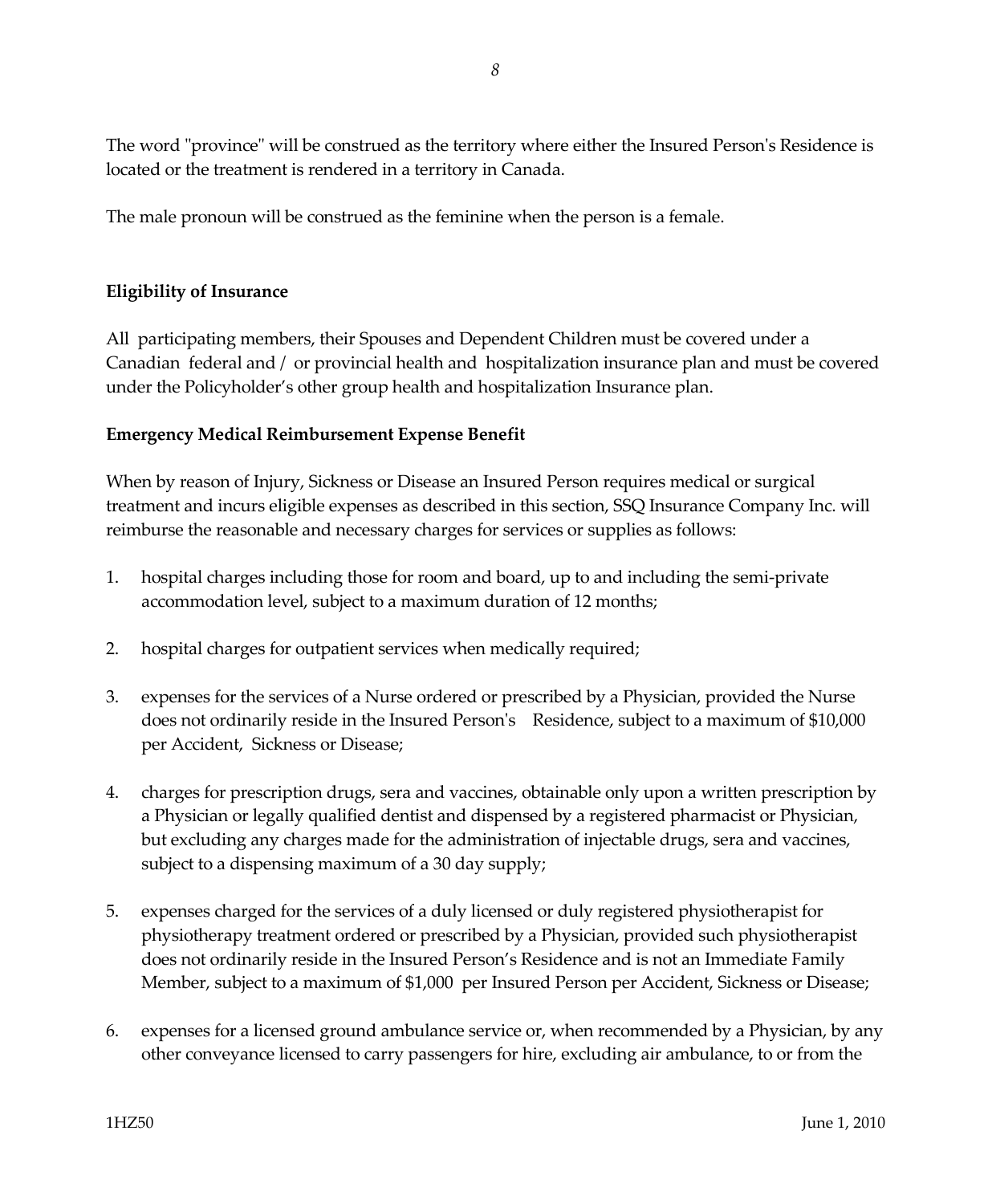The word "province" will be construed as the territory where either the Insured Person's Residence is located or the treatment is rendered in a territory in Canada.

The male pronoun will be construed as the feminine when the person is a female.

**Eligibility of Insurance**

All participating members, their Spouses and Dependent Children must be covered under a Canadian federal and / or provincial health and hospitalization insurance plan and must be covered under the Policyholder's other group health and hospitalization Insurance plan.

**Emergency Medical Reimbursement Expense Benefit**

When by reason of Injury, Sickness or Disease an Insured Person requires medical or surgical treatment and incurs eligible expenses as described in this section, SSQ Insurance Company Inc. will reimburse the reasonable and necessary charges for services or supplies as follows:

1. hospital charges including those for room and board, up to and including the semi-private accommodation level, subject to a maximum duration of 12 months;

2. hospital charges for outpatient services when medically required;

3. expenses for the services of a Nurse ordered or prescribed by a Physician, provided the Nurse does not ordinarily reside in the Insured Person's Residence, subject to a maximum of $10,000 per Accident, Sickness or Disease;

4. charges for prescription drugs, sera and vaccines, obtainable only upon a written prescription by a Physician or legally qualified dentist and dispensed by a registered pharmacist or Physician, but excluding any charges made for the administration of injectable drugs, sera and vaccines, subject to a dispensing maximum of a 30 day supply;

5. expenses charged for the services of a duly licensed or duly registered physiotherapist for physiotherapy treatment ordered or prescribed by a Physician, provided such physiotherapist does not ordinarily reside in the Insured Person's Residence and is not an Immediate Family Member, subject to a maximum of $1,000 per Insured Person per Accident, Sickness or Disease;

6. expenses for a licensed ground ambulance service or, when recommended by a Physician, by any other conveyance licensed to carry passengers for hire, excluding air ambulance, to or from the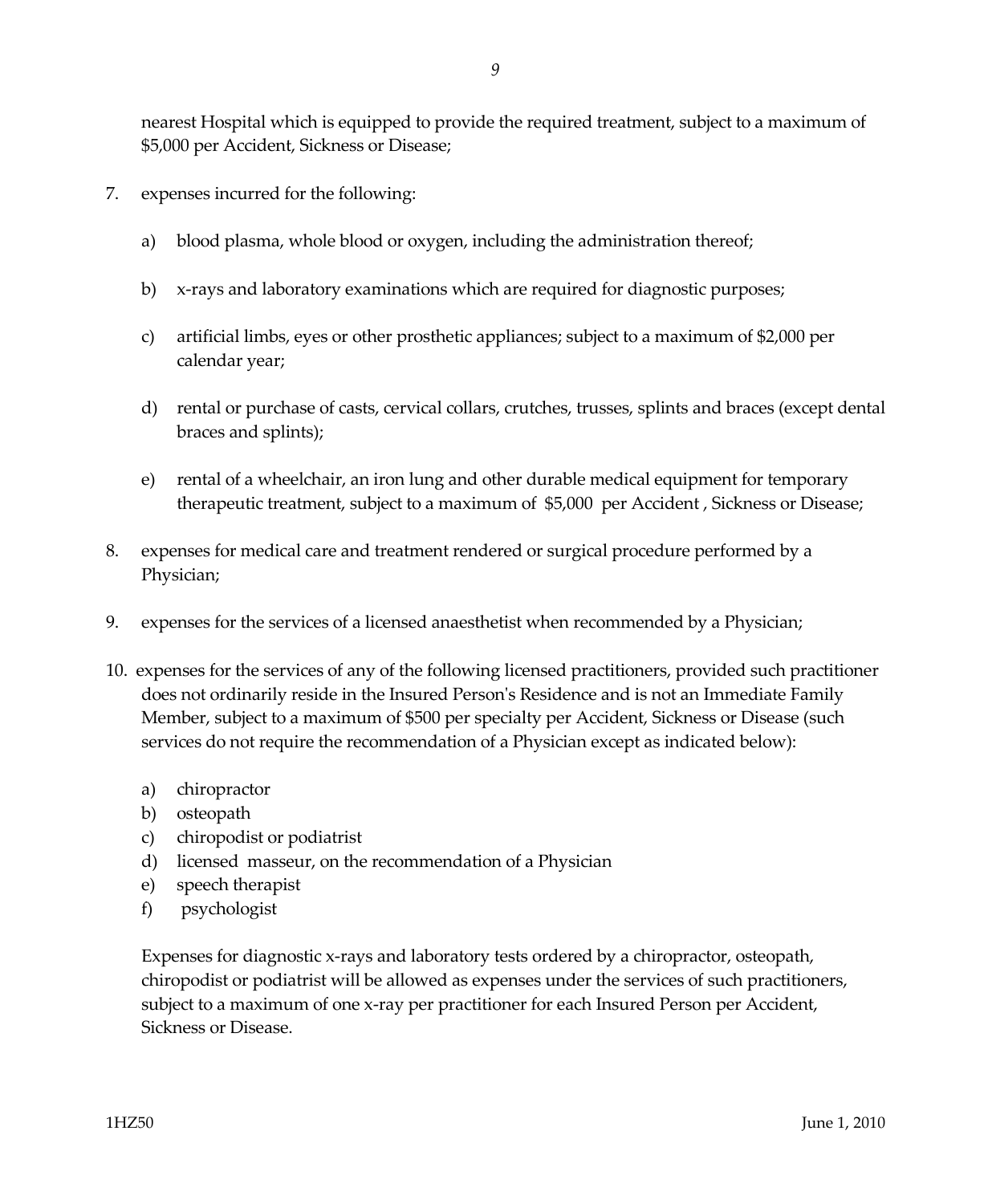nearest Hospital which is equipped to provide the required treatment, subject to a maximum of $5,000 per Accident, Sickness or Disease;

7. expenses incurred for the following:

   a) blood plasma, whole blood or oxygen, including the administration thereof;

   b) x-rays and laboratory examinations which are required for diagnostic purposes;

   c) artificial limbs, eyes or other prosthetic appliances; subject to a maximum of $2,000 per calendar year;

   d) rental or purchase of casts, cervical collars, crutches, trusses, splints and braces (except dental braces and splints);

   e) rental of a wheelchair, an iron lung and other durable medical equipment for temporary therapeutic treatment, subject to a maximum of $5,000 per Accident , Sickness or Disease;

8. expenses for medical care and treatment rendered or surgical procedure performed by a Physician;

9. expenses for the services of a licensed anaesthetist when recommended by a Physician;

10. expenses for the services of any of the following licensed practitioners, provided such practitioner does not ordinarily reside in the Insured Person's Residence and is not an Immediate Family Member, subject to a maximum of $500 per specialty per Accident, Sickness or Disease (such services do not require the recommendation of a Physician except as indicated below):

    a) chiropractor
    b) osteopath
    c) chiropodist or podiatrist
    d) licensed masseur, on the recommendation of a Physician
    e) speech therapist
    f) psychologist

    Expenses for diagnostic x-rays and laboratory tests ordered by a chiropractor, osteopath, chiropodist or podiatrist will be allowed as expenses under the services of such practitioners, subject to a maximum of one x-ray per practitioner for each Insured Person per Accident, Sickness or Disease.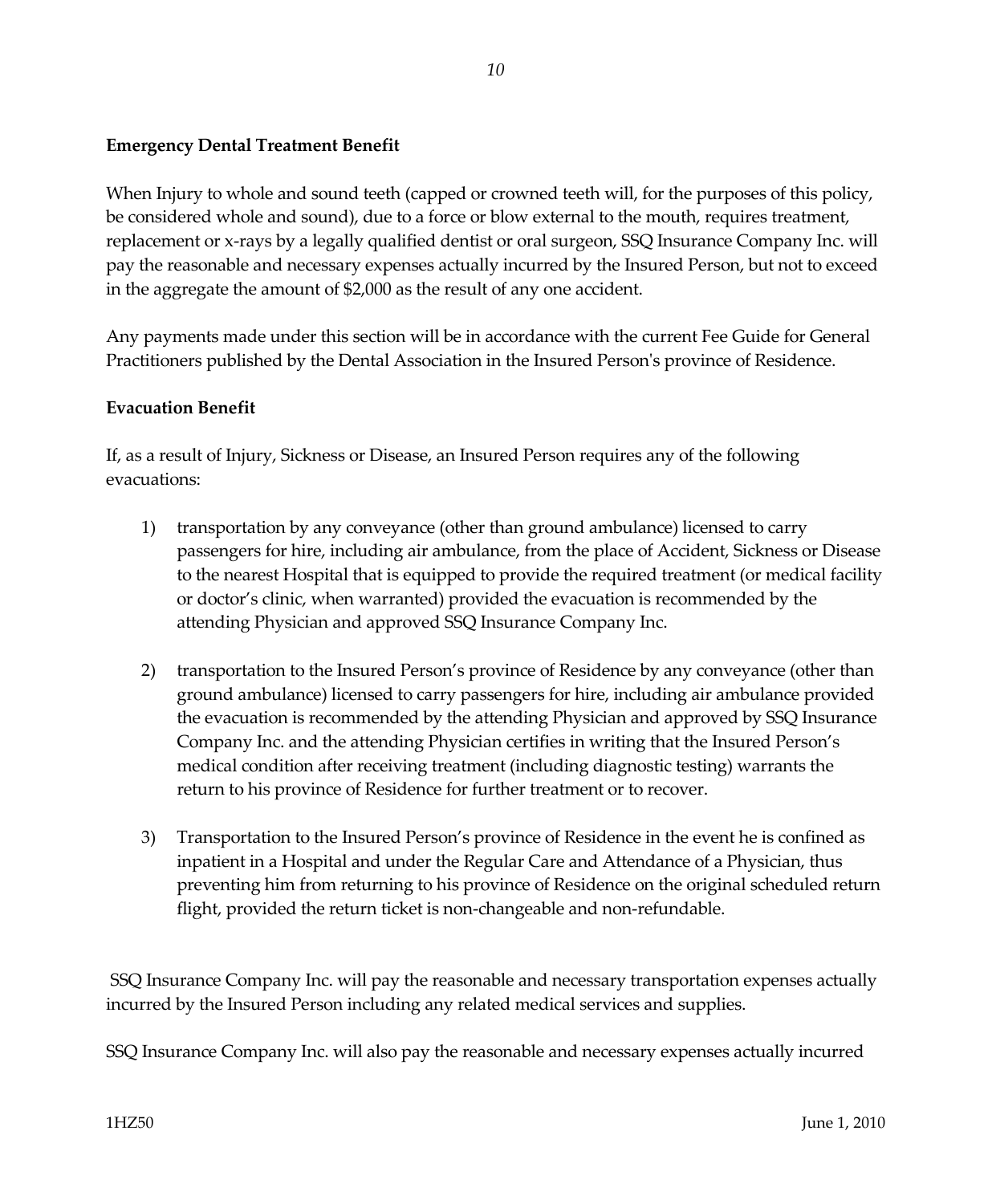**Emergency Dental Treatment Benefit**

When Injury to whole and sound teeth (capped or crowned teeth will, for the purposes of this policy, be considered whole and sound), due to a force or blow external to the mouth, requires treatment, replacement or x-rays by a legally qualified dentist or oral surgeon, SSQ Insurance Company Inc. will pay the reasonable and necessary expenses actually incurred by the Insured Person, but not to exceed in the aggregate the amount of $2,000 as the result of any one accident.

Any payments made under this section will be in accordance with the current Fee Guide for General Practitioners published by the Dental Association in the Insured Person's province of Residence.

**Evacuation Benefit**

If, as a result of Injury, Sickness or Disease, an Insured Person requires any of the following evacuations:

1) transportation by any conveyance (other than ground ambulance) licensed to carry passengers for hire, including air ambulance, from the place of Accident, Sickness or Disease to the nearest Hospital that is equipped to provide the required treatment (or medical facility or doctor's clinic, when warranted) provided the evacuation is recommended by the attending Physician and approved SSQ Insurance Company Inc.

2) transportation to the Insured Person's province of Residence by any conveyance (other than ground ambulance) licensed to carry passengers for hire, including air ambulance provided the evacuation is recommended by the attending Physician and approved by SSQ Insurance Company Inc. and the attending Physician certifies in writing that the Insured Person's medical condition after receiving treatment (including diagnostic testing) warrants the return to his province of Residence for further treatment or to recover.

3) Transportation to the Insured Person's province of Residence in the event he is confined as inpatient in a Hospital and under the Regular Care and Attendance of a Physician, thus preventing him from returning to his province of Residence on the original scheduled return flight, provided the return ticket is non-changeable and non-refundable.

SSQ Insurance Company Inc. will pay the reasonable and necessary transportation expenses actually incurred by the Insured Person including any related medical services and supplies.

SSQ Insurance Company Inc. will also pay the reasonable and necessary expenses actually incurred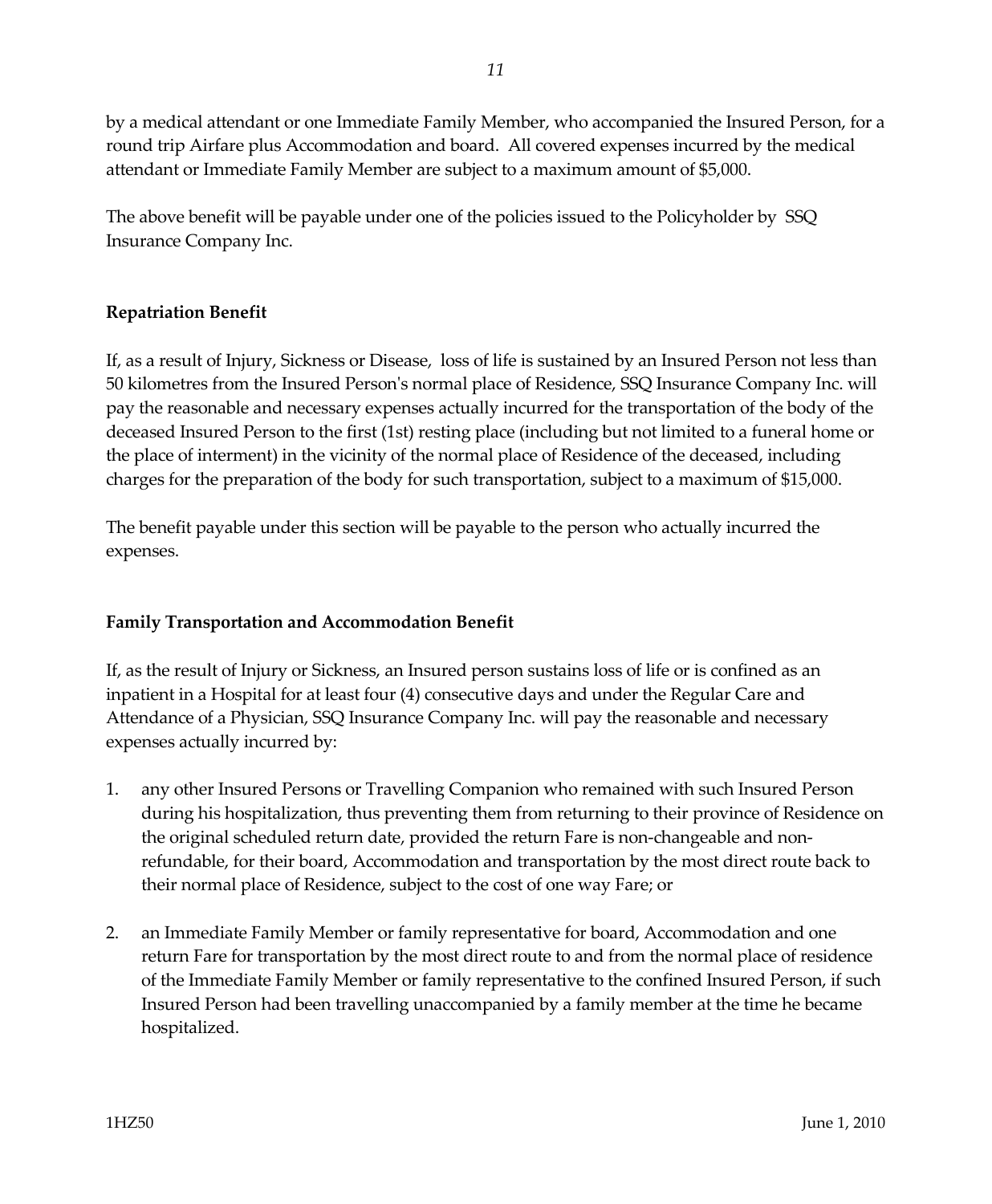by a medical attendant or one Immediate Family Member, who accompanied the Insured Person, for a round trip Airfare plus Accommodation and board. All covered expenses incurred by the medical attendant or Immediate Family Member are subject to a maximum amount of $5,000.

The above benefit will be payable under one of the policies issued to the Policyholder by SSQ Insurance Company Inc.

**Repatriation Benefit**

If, as a result of Injury, Sickness or Disease, loss of life is sustained by an Insured Person not less than 50 kilometres from the Insured Person's normal place of Residence, SSQ Insurance Company Inc. will pay the reasonable and necessary expenses actually incurred for the transportation of the body of the deceased Insured Person to the first (1st) resting place (including but not limited to a funeral home or the place of interment) in the vicinity of the normal place of Residence of the deceased, including charges for the preparation of the body for such transportation, subject to a maximum of $15,000.

The benefit payable under this section will be payable to the person who actually incurred the expenses.

**Family Transportation and Accommodation Benefit**

If, as the result of Injury or Sickness, an Insured person sustains loss of life or is confined as an inpatient in a Hospital for at least four (4) consecutive days and under the Regular Care and Attendance of a Physician, SSQ Insurance Company Inc. will pay the reasonable and necessary expenses actually incurred by:

1. any other Insured Persons or Travelling Companion who remained with such Insured Person during his hospitalization, thus preventing them from returning to their province of Residence on the original scheduled return date, provided the return Fare is non-changeable and non-refundable, for their board, Accommodation and transportation by the most direct route back to their normal place of Residence, subject to the cost of one way Fare; or

2. an Immediate Family Member or family representative for board, Accommodation and one return Fare for transportation by the most direct route to and from the normal place of residence of the Immediate Family Member or family representative to the confined Insured Person, if such Insured Person had been travelling unaccompanied by a family member at the time he became hospitalized.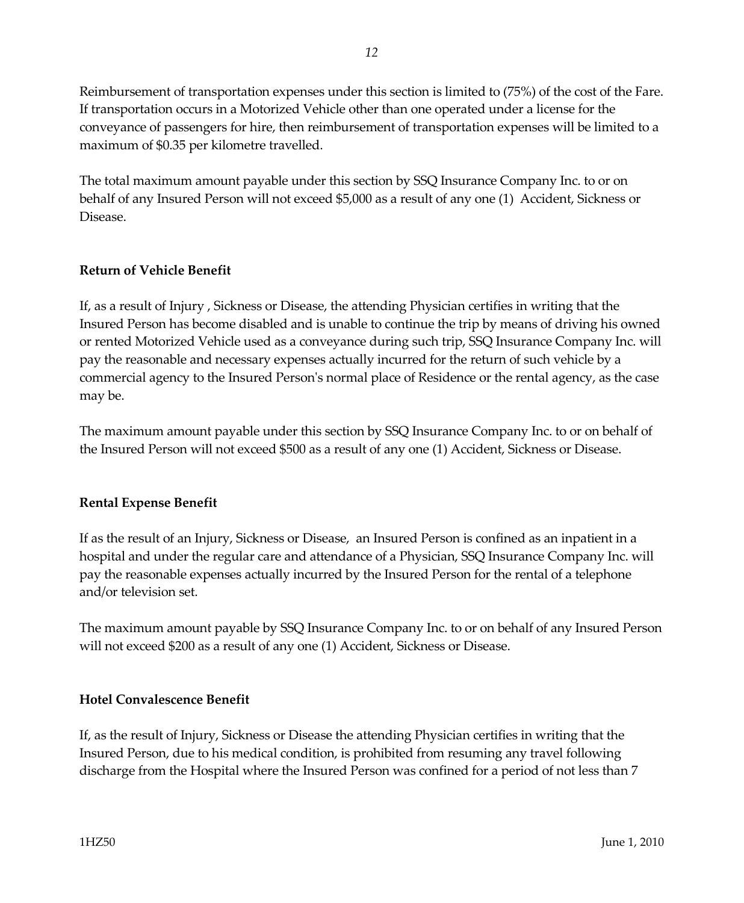Reimbursement of transportation expenses under this section is limited to (75%) of the cost of the Fare. If transportation occurs in a Motorized Vehicle other than one operated under a license for the conveyance of passengers for hire, then reimbursement of transportation expenses will be limited to a maximum of $0.35 per kilometre travelled.

The total maximum amount payable under this section by SSQ Insurance Company Inc. to or on behalf of any Insured Person will not exceed $5,000 as a result of any one (1) Accident, Sickness or Disease.

**Return of Vehicle Benefit**

If, as a result of Injury , Sickness or Disease, the attending Physician certifies in writing that the Insured Person has become disabled and is unable to continue the trip by means of driving his owned or rented Motorized Vehicle used as a conveyance during such trip, SSQ Insurance Company Inc. will pay the reasonable and necessary expenses actually incurred for the return of such vehicle by a commercial agency to the Insured Person's normal place of Residence or the rental agency, as the case may be.

The maximum amount payable under this section by SSQ Insurance Company Inc. to or on behalf of the Insured Person will not exceed $500 as a result of any one (1) Accident, Sickness or Disease.

**Rental Expense Benefit**

If as the result of an Injury, Sickness or Disease, an Insured Person is confined as an inpatient in a hospital and under the regular care and attendance of a Physician, SSQ Insurance Company Inc. will pay the reasonable expenses actually incurred by the Insured Person for the rental of a telephone and/or television set.

The maximum amount payable by SSQ Insurance Company Inc. to or on behalf of any Insured Person will not exceed $200 as a result of any one (1) Accident, Sickness or Disease.

**Hotel Convalescence Benefit**

If, as the result of Injury, Sickness or Disease the attending Physician certifies in writing that the Insured Person, due to his medical condition, is prohibited from resuming any travel following discharge from the Hospital where the Insured Person was confined for a period of not less than 7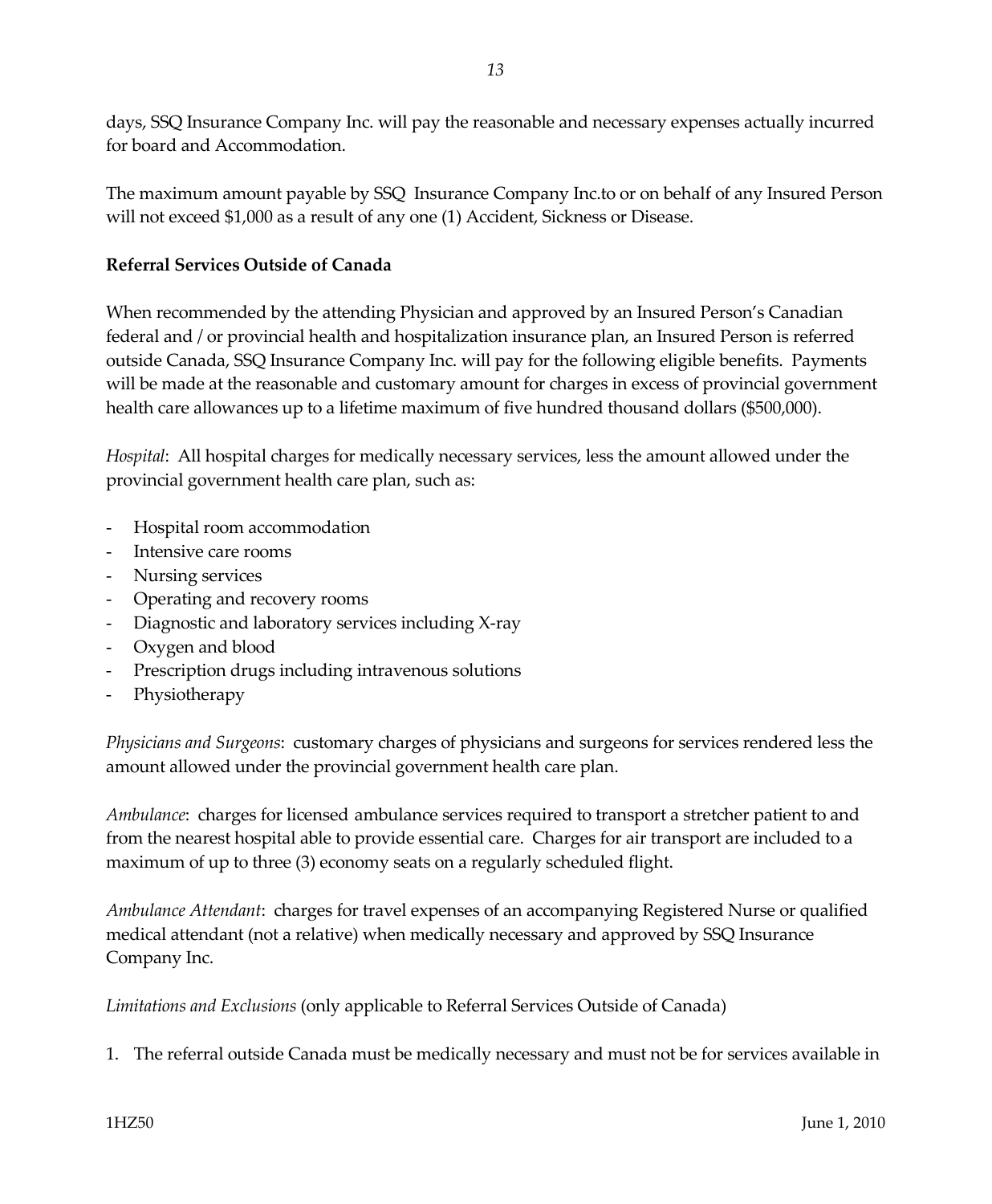days, SSQ Insurance Company Inc. will pay the reasonable and necessary expenses actually incurred for board and Accommodation.

The maximum amount payable by SSQ Insurance Company Inc.to or on behalf of any Insured Person will not exceed $1,000 as a result of any one (1) Accident, Sickness or Disease.

**Referral Services Outside of Canada**

When recommended by the attending Physician and approved by an Insured Person's Canadian federal and / or provincial health and hospitalization insurance plan, an Insured Person is referred outside Canada, SSQ Insurance Company Inc. will pay for the following eligible benefits. Payments will be made at the reasonable and customary amount for charges in excess of provincial government health care allowances up to a lifetime maximum of five hundred thousand dollars ($500,000).

*Hospital*: All hospital charges for medically necessary services, less the amount allowed under the provincial government health care plan, such as:

- Hospital room accommodation
- Intensive care rooms
- Nursing services
- Operating and recovery rooms
- Diagnostic and laboratory services including X-ray
- Oxygen and blood
- Prescription drugs including intravenous solutions
- Physiotherapy

*Physicians and Surgeons*: customary charges of physicians and surgeons for services rendered less the amount allowed under the provincial government health care plan.

*Ambulance*: charges for licensed ambulance services required to transport a stretcher patient to and from the nearest hospital able to provide essential care. Charges for air transport are included to a maximum of up to three (3) economy seats on a regularly scheduled flight.

*Ambulance Attendant*: charges for travel expenses of an accompanying Registered Nurse or qualified medical attendant (not a relative) when medically necessary and approved by SSQ Insurance Company Inc.

*Limitations and Exclusions* (only applicable to Referral Services Outside of Canada)

1. The referral outside Canada must be medically necessary and must not be for services available in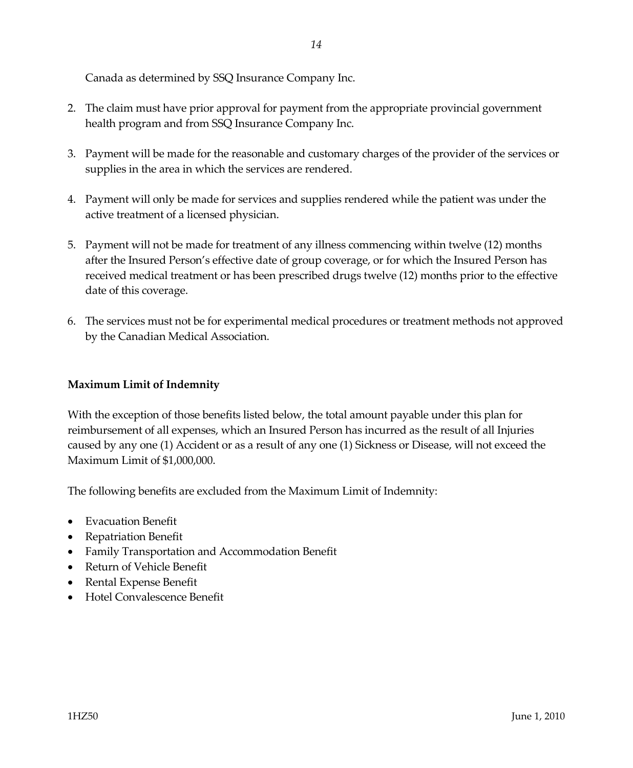Canada as determined by SSQ Insurance Company Inc.

2. The claim must have prior approval for payment from the appropriate provincial government health program and from SSQ Insurance Company Inc.

3. Payment will be made for the reasonable and customary charges of the provider of the services or supplies in the area in which the services are rendered.

4. Payment will only be made for services and supplies rendered while the patient was under the active treatment of a licensed physician.

5. Payment will not be made for treatment of any illness commencing within twelve (12) months after the Insured Person's effective date of group coverage, or for which the Insured Person has received medical treatment or has been prescribed drugs twelve (12) months prior to the effective date of this coverage.

6. The services must not be for experimental medical procedures or treatment methods not approved by the Canadian Medical Association.

**Maximum Limit of Indemnity**

With the exception of those benefits listed below, the total amount payable under this plan for reimbursement of all expenses, which an Insured Person has incurred as the result of all Injuries caused by any one (1) Accident or as a result of any one (1) Sickness or Disease, will not exceed the Maximum Limit of $1,000,000.

The following benefits are excluded from the Maximum Limit of Indemnity:

- Evacuation Benefit
- Repatriation Benefit
- Family Transportation and Accommodation Benefit
- Return of Vehicle Benefit
- Rental Expense Benefit
- Hotel Convalescence Benefit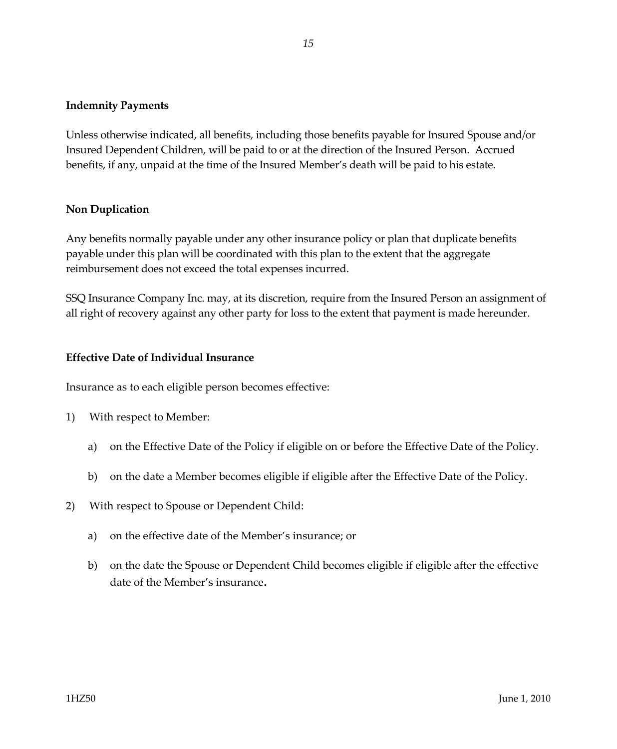## Indemnity Payments

Unless otherwise indicated, all benefits, including those benefits payable for Insured Spouse and/or Insured Dependent Children, will be paid to or at the direction of the Insured Person. Accrued benefits, if any, unpaid at the time of the Insured Member's death will be paid to his estate.

## Non Duplication

Any benefits normally payable under any other insurance policy or plan that duplicate benefits payable under this plan will be coordinated with this plan to the extent that the aggregate reimbursement does not exceed the total expenses incurred.

SSQ Insurance Company Inc. may, at its discretion, require from the Insured Person an assignment of all right of recovery against any other party for loss to the extent that payment is made hereunder.

## Effective Date of Individual Insurance

Insurance as to each eligible person becomes effective:

1) With respect to Member:

   a) on the Effective Date of the Policy if eligible on or before the Effective Date of the Policy.

   b) on the date a Member becomes eligible if eligible after the Effective Date of the Policy.

2) With respect to Spouse or Dependent Child:

   a) on the effective date of the Member's insurance; or

   b) on the date the Spouse or Dependent Child becomes eligible if eligible after the effective date of the Member's insurance.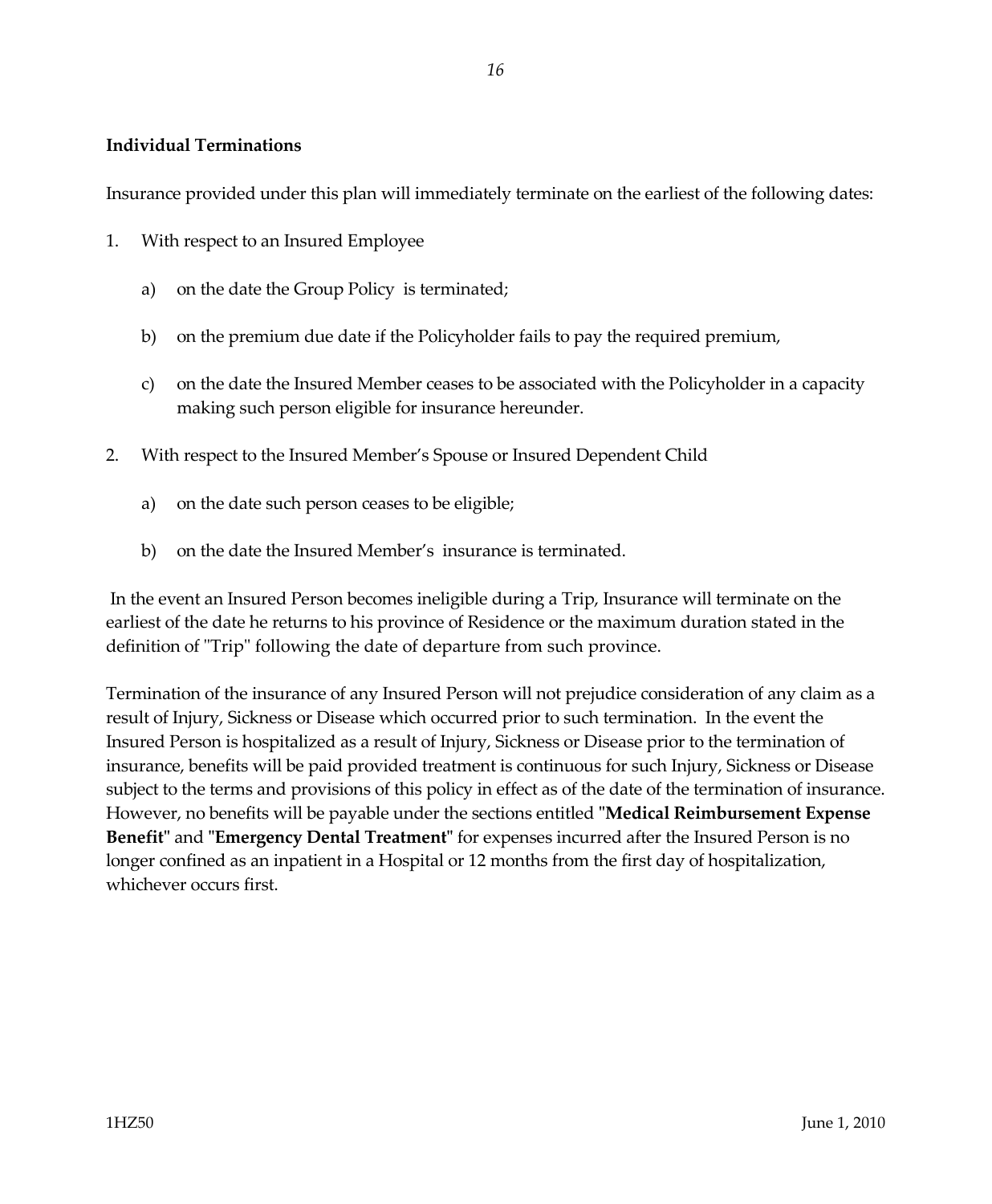**Individual Terminations**

Insurance provided under this plan will immediately terminate on the earliest of the following dates:

1. With respect to an Insured Employee

   a) on the date the Group Policy is terminated;

   b) on the premium due date if the Policyholder fails to pay the required premium,

   c) on the date the Insured Member ceases to be associated with the Policyholder in a capacity making such person eligible for insurance hereunder.

2. With respect to the Insured Member's Spouse or Insured Dependent Child

   a) on the date such person ceases to be eligible;

   b) on the date the Insured Member's insurance is terminated.

In the event an Insured Person becomes ineligible during a Trip, Insurance will terminate on the earliest of the date he returns to his province of Residence or the maximum duration stated in the definition of "Trip" following the date of departure from such province.

Termination of the insurance of any Insured Person will not prejudice consideration of any claim as a result of Injury, Sickness or Disease which occurred prior to such termination. In the event the Insured Person is hospitalized as a result of Injury, Sickness or Disease prior to the termination of insurance, benefits will be paid provided treatment is continuous for such Injury, Sickness or Disease subject to the terms and provisions of this policy in effect as of the date of the termination of insurance. However, no benefits will be payable under the sections entitled "**Medical Reimbursement Expense Benefit**" and "**Emergency Dental Treatment**" for expenses incurred after the Insured Person is no longer confined as an inpatient in a Hospital or 12 months from the first day of hospitalization, whichever occurs first.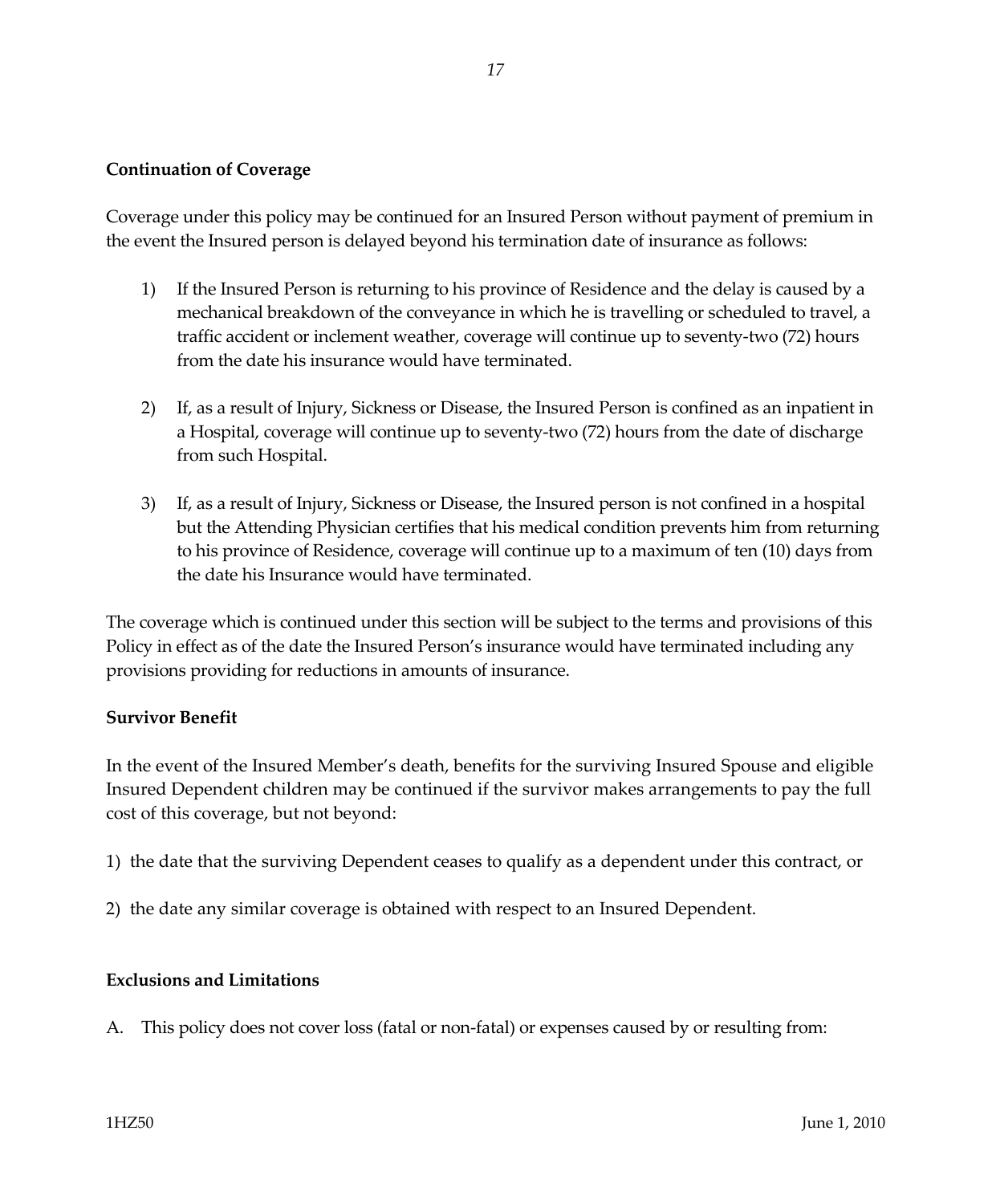**Continuation of Coverage**

Coverage under this policy may be continued for an Insured Person without payment of premium in the event the Insured person is delayed beyond his termination date of insurance as follows:

1) If the Insured Person is returning to his province of Residence and the delay is caused by a mechanical breakdown of the conveyance in which he is travelling or scheduled to travel, a traffic accident or inclement weather, coverage will continue up to seventy-two (72) hours from the date his insurance would have terminated.

2) If, as a result of Injury, Sickness or Disease, the Insured Person is confined as an inpatient in a Hospital, coverage will continue up to seventy-two (72) hours from the date of discharge from such Hospital.

3) If, as a result of Injury, Sickness or Disease, the Insured person is not confined in a hospital but the Attending Physician certifies that his medical condition prevents him from returning to his province of Residence, coverage will continue up to a maximum of ten (10) days from the date his Insurance would have terminated.

The coverage which is continued under this section will be subject to the terms and provisions of this Policy in effect as of the date the Insured Person's insurance would have terminated including any provisions providing for reductions in amounts of insurance.

**Survivor Benefit**

In the event of the Insured Member's death, benefits for the surviving Insured Spouse and eligible Insured Dependent children may be continued if the survivor makes arrangements to pay the full cost of this coverage, but not beyond:

1) the date that the surviving Dependent ceases to qualify as a dependent under this contract, or

2) the date any similar coverage is obtained with respect to an Insured Dependent.

**Exclusions and Limitations**

A. This policy does not cover loss (fatal or non-fatal) or expenses caused by or resulting from: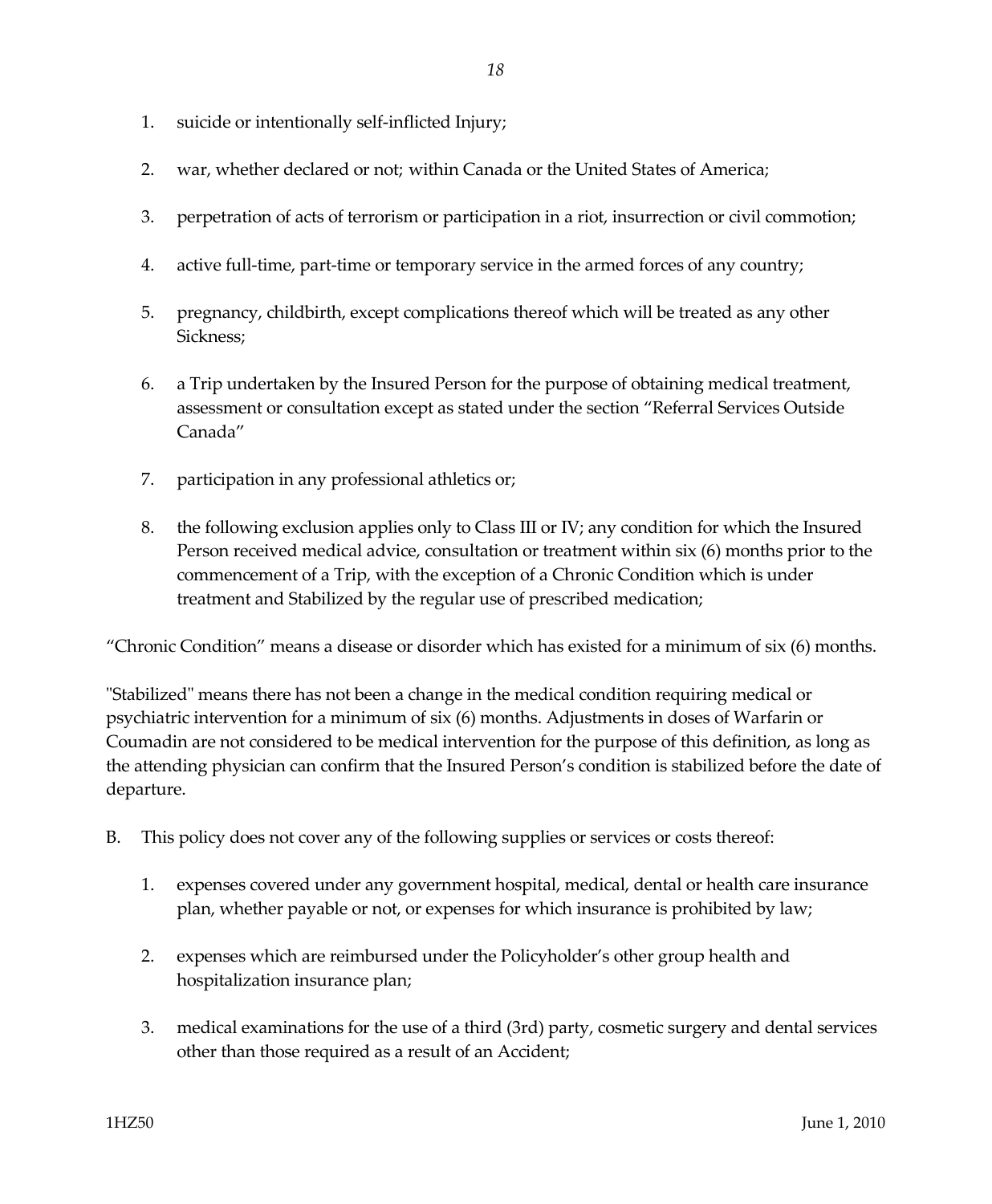1. suicide or intentionally self-inflicted Injury;

2. war, whether declared or not; within Canada or the United States of America;

3. perpetration of acts of terrorism or participation in a riot, insurrection or civil commotion;

4. active full-time, part-time or temporary service in the armed forces of any country;

5. pregnancy, childbirth, except complications thereof which will be treated as any other Sickness;

6. a Trip undertaken by the Insured Person for the purpose of obtaining medical treatment, assessment or consultation except as stated under the section "Referral Services Outside Canada"

7. participation in any professional athletics or;

8. the following exclusion applies only to Class III or IV; any condition for which the Insured Person received medical advice, consultation or treatment within six (6) months prior to the commencement of a Trip, with the exception of a Chronic Condition which is under treatment and Stabilized by the regular use of prescribed medication;

"Chronic Condition" means a disease or disorder which has existed for a minimum of six (6) months.

"Stabilized" means there has not been a change in the medical condition requiring medical or psychiatric intervention for a minimum of six (6) months. Adjustments in doses of Warfarin or Coumadin are not considered to be medical intervention for the purpose of this definition, as long as the attending physician can confirm that the Insured Person's condition is stabilized before the date of departure.

B. This policy does not cover any of the following supplies or services or costs thereof:

   1. expenses covered under any government hospital, medical, dental or health care insurance plan, whether payable or not, or expenses for which insurance is prohibited by law;

   2. expenses which are reimbursed under the Policyholder's other group health and hospitalization insurance plan;

   3. medical examinations for the use of a third (3rd) party, cosmetic surgery and dental services other than those required as a result of an Accident;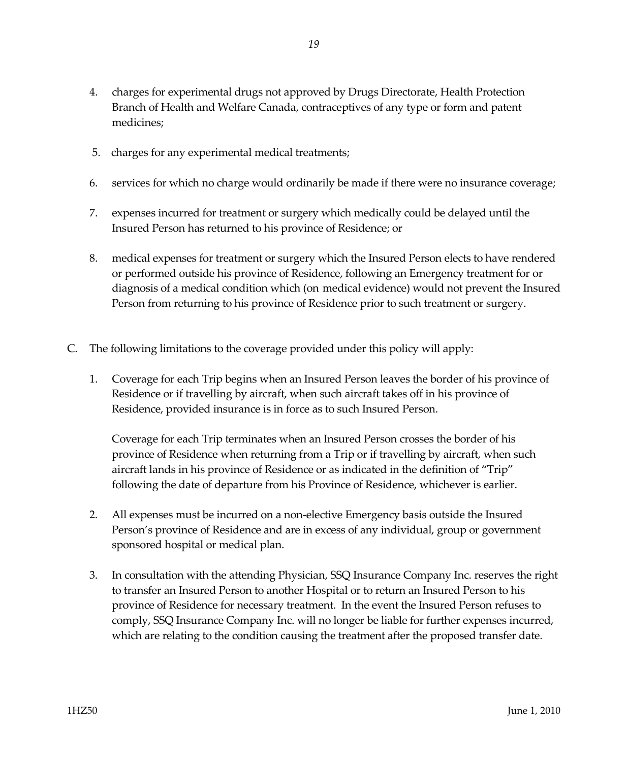4. charges for experimental drugs not approved by Drugs Directorate, Health Protection Branch of Health and Welfare Canada, contraceptives of any type or form and patent medicines;

5. charges for any experimental medical treatments;

6. services for which no charge would ordinarily be made if there were no insurance coverage;

7. expenses incurred for treatment or surgery which medically could be delayed until the Insured Person has returned to his province of Residence; or

8. medical expenses for treatment or surgery which the Insured Person elects to have rendered or performed outside his province of Residence, following an Emergency treatment for or diagnosis of a medical condition which (on medical evidence) would not prevent the Insured Person from returning to his province of Residence prior to such treatment or surgery.

C. The following limitations to the coverage provided under this policy will apply:

1. Coverage for each Trip begins when an Insured Person leaves the border of his province of Residence or if travelling by aircraft, when such aircraft takes off in his province of Residence, provided insurance is in force as to such Insured Person.

   Coverage for each Trip terminates when an Insured Person crosses the border of his province of Residence when returning from a Trip or if travelling by aircraft, when such aircraft lands in his province of Residence or as indicated in the definition of "Trip" following the date of departure from his Province of Residence, whichever is earlier.

2. All expenses must be incurred on a non-elective Emergency basis outside the Insured Person's province of Residence and are in excess of any individual, group or government sponsored hospital or medical plan.

3. In consultation with the attending Physician, SSQ Insurance Company Inc. reserves the right to transfer an Insured Person to another Hospital or to return an Insured Person to his province of Residence for necessary treatment. In the event the Insured Person refuses to comply, SSQ Insurance Company Inc. will no longer be liable for further expenses incurred, which are relating to the condition causing the treatment after the proposed transfer date.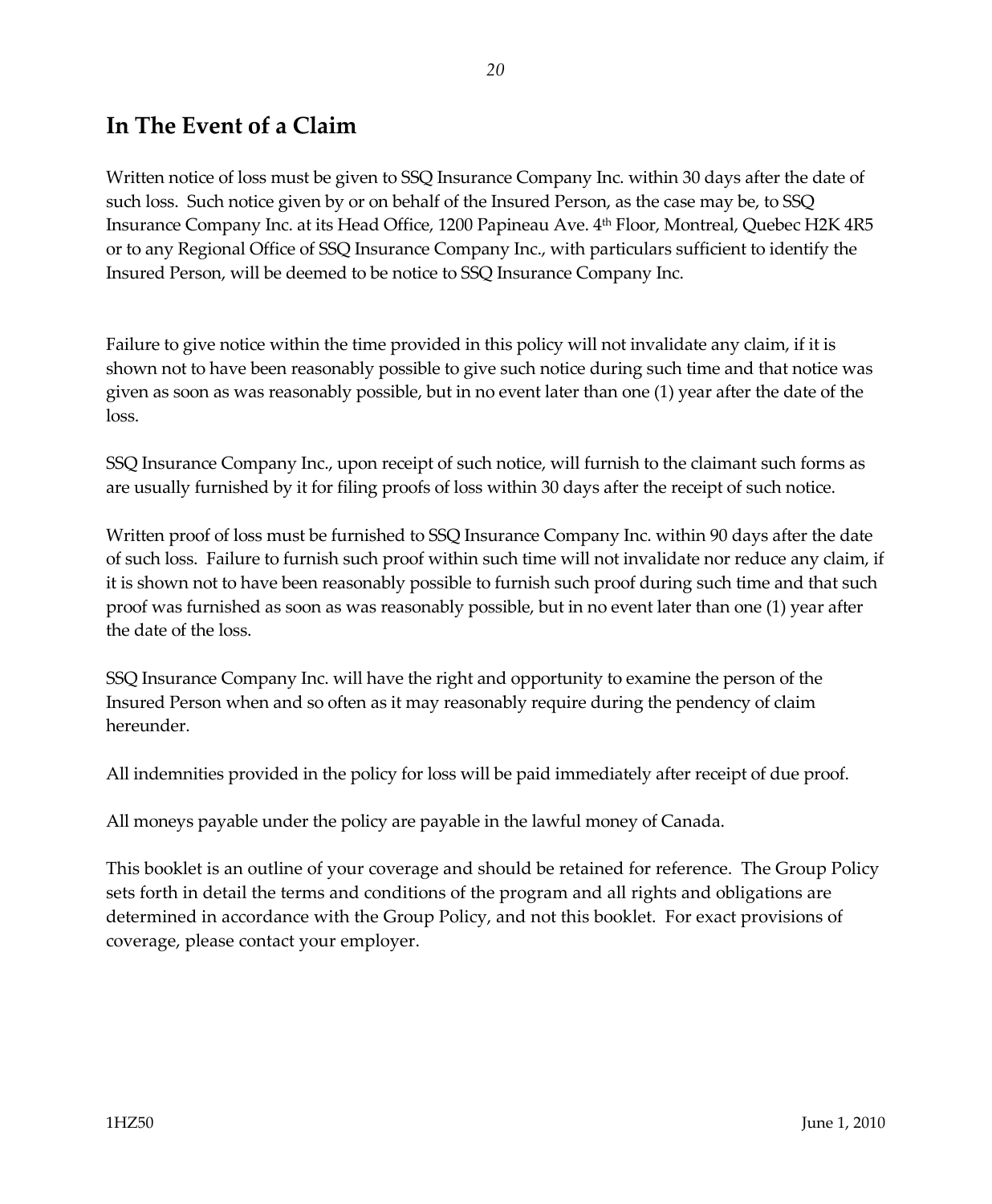## In The Event of a Claim

Written notice of loss must be given to SSQ Insurance Company Inc. within 30 days after the date of such loss. Such notice given by or on behalf of the Insured Person, as the case may be, to SSQ Insurance Company Inc. at its Head Office, 1200 Papineau Ave. 4th Floor, Montreal, Quebec H2K 4R5 or to any Regional Office of SSQ Insurance Company Inc., with particulars sufficient to identify the Insured Person, will be deemed to be notice to SSQ Insurance Company Inc.

Failure to give notice within the time provided in this policy will not invalidate any claim, if it is shown not to have been reasonably possible to give such notice during such time and that notice was given as soon as was reasonably possible, but in no event later than one (1) year after the date of the loss.

SSQ Insurance Company Inc., upon receipt of such notice, will furnish to the claimant such forms as are usually furnished by it for filing proofs of loss within 30 days after the receipt of such notice.

Written proof of loss must be furnished to SSQ Insurance Company Inc. within 90 days after the date of such loss. Failure to furnish such proof within such time will not invalidate nor reduce any claim, if it is shown not to have been reasonably possible to furnish such proof during such time and that such proof was furnished as soon as was reasonably possible, but in no event later than one (1) year after the date of the loss.

SSQ Insurance Company Inc. will have the right and opportunity to examine the person of the Insured Person when and so often as it may reasonably require during the pendency of claim hereunder.

All indemnities provided in the policy for loss will be paid immediately after receipt of due proof.

All moneys payable under the policy are payable in the lawful money of Canada.

This booklet is an outline of your coverage and should be retained for reference. The Group Policy sets forth in detail the terms and conditions of the program and all rights and obligations are determined in accordance with the Group Policy, and not this booklet. For exact provisions of coverage, please contact your employer.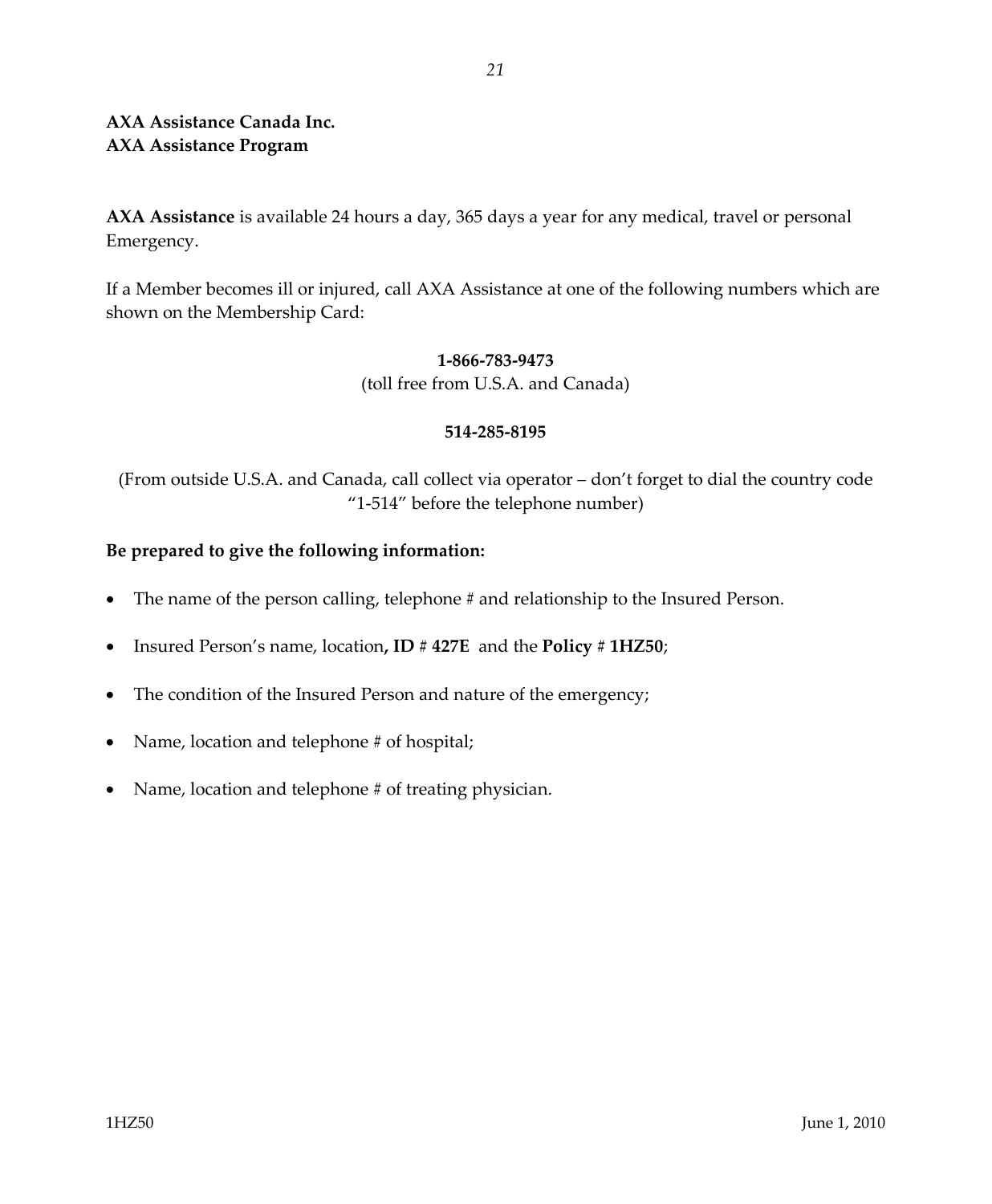**AXA Assistance Canada Inc.**
**AXA Assistance Program**

**AXA Assistance** is available 24 hours a day, 365 days a year for any medical, travel or personal Emergency.

If a Member becomes ill or injured, call AXA Assistance at one of the following numbers which are shown on the Membership Card:

**1-866-783-9473**
(toll free from U.S.A. and Canada)

**514-285-8195**

(From outside U.S.A. and Canada, call collect via operator – don't forget to dial the country code "1-514" before the telephone number)

**Be prepared to give the following information:**

- The name of the person calling, telephone # and relationship to the Insured Person.
- Insured Person's name, location**, ID # 427E** and the **Policy # 1HZ50**;
- The condition of the Insured Person and nature of the emergency;
- Name, location and telephone # of hospital;
- Name, location and telephone # of treating physician.